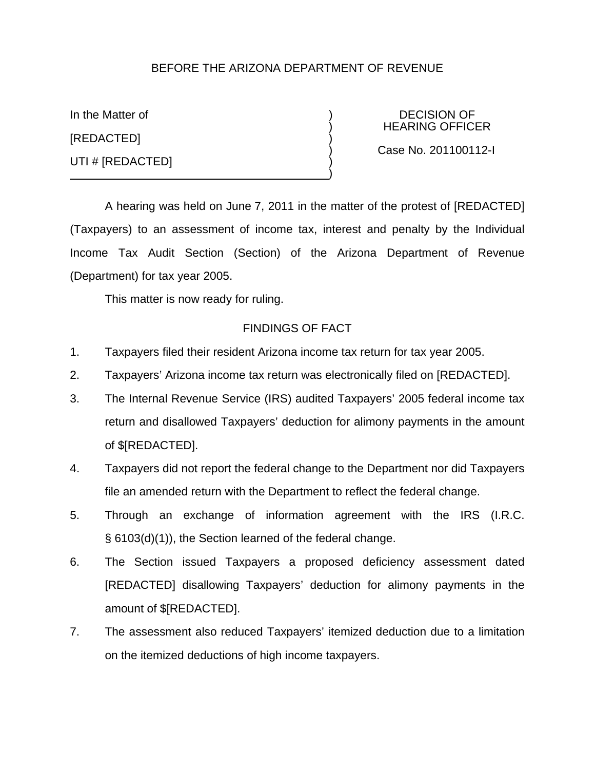BEFORE THE ARIZONA DEPARTMENT OF REVENUE

In the Matter of

[REDACTED]

UTI # [REDACTED]

DECISION OF HEARING OFFICER

Case No. 201100112-I

A hearing was held on June 7, 2011 in the matter of the protest of [REDACTED] (Taxpayers) to an assessment of income tax, interest and penalty by the Individual Income Tax Audit Section (Section) of the Arizona Department of Revenue (Department) for tax year 2005.

This matter is now ready for ruling.

## FINDINGS OF FACT

1. Taxpayers filed their resident Arizona income tax return for tax year 2005.
2. Taxpayers' Arizona income tax return was electronically filed on [REDACTED].
3. The Internal Revenue Service (IRS) audited Taxpayers' 2005 federal income tax return and disallowed Taxpayers' deduction for alimony payments in the amount of $[REDACTED].
4. Taxpayers did not report the federal change to the Department nor did Taxpayers file an amended return with the Department to reflect the federal change.
5. Through an exchange of information agreement with the IRS (I.R.C. § 6103(d)(1)), the Section learned of the federal change.
6. The Section issued Taxpayers a proposed deficiency assessment dated [REDACTED] disallowing Taxpayers' deduction for alimony payments in the amount of $[REDACTED].
7. The assessment also reduced Taxpayers' itemized deduction due to a limitation on the itemized deductions of high income taxpayers.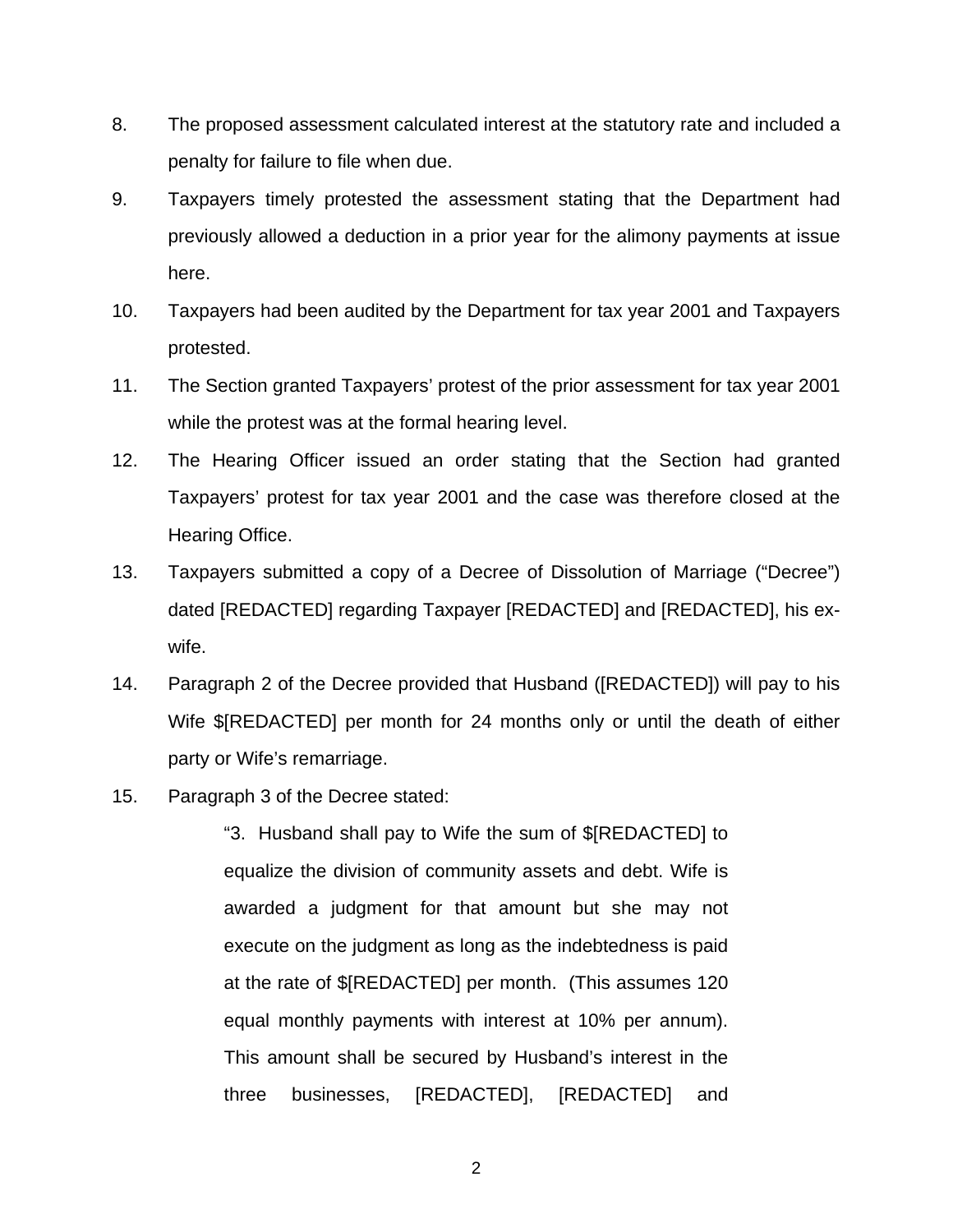8. The proposed assessment calculated interest at the statutory rate and included a penalty for failure to file when due.

9. Taxpayers timely protested the assessment stating that the Department had previously allowed a deduction in a prior year for the alimony payments at issue here.

10. Taxpayers had been audited by the Department for tax year 2001 and Taxpayers protested.

11. The Section granted Taxpayers' protest of the prior assessment for tax year 2001 while the protest was at the formal hearing level.

12. The Hearing Officer issued an order stating that the Section had granted Taxpayers' protest for tax year 2001 and the case was therefore closed at the Hearing Office.

13. Taxpayers submitted a copy of a Decree of Dissolution of Marriage ("Decree") dated [REDACTED] regarding Taxpayer [REDACTED] and [REDACTED], his ex-wife.

14. Paragraph 2 of the Decree provided that Husband ([REDACTED]) will pay to his Wife $[REDACTED] per month for 24 months only or until the death of either party or Wife's remarriage.

15. Paragraph 3 of the Decree stated:

> "3. Husband shall pay to Wife the sum of $[REDACTED] to equalize the division of community assets and debt. Wife is awarded a judgment for that amount but she may not execute on the judgment as long as the indebtedness is paid at the rate of $[REDACTED] per month. (This assumes 120 equal monthly payments with interest at 10% per annum). This amount shall be secured by Husband's interest in the three businesses, [REDACTED], [REDACTED] and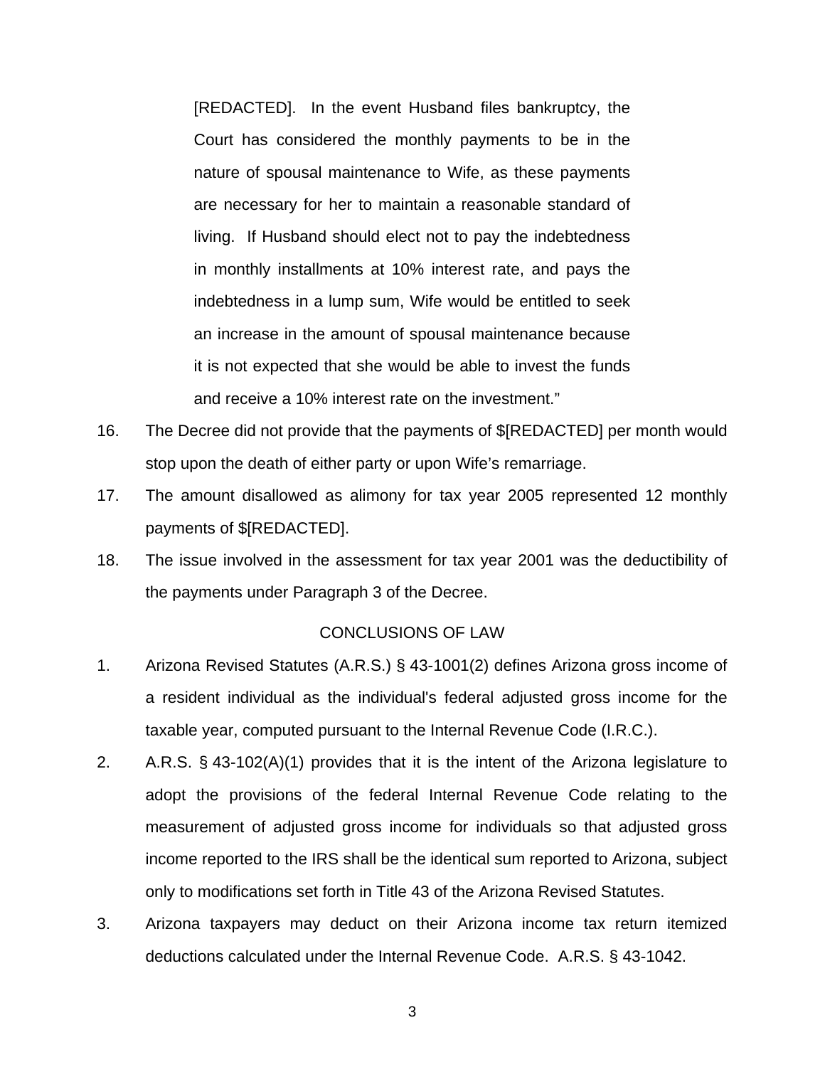> [REDACTED]. In the event Husband files bankruptcy, the Court has considered the monthly payments to be in the nature of spousal maintenance to Wife, as these payments are necessary for her to maintain a reasonable standard of living. If Husband should elect not to pay the indebtedness in monthly installments at 10% interest rate, and pays the indebtedness in a lump sum, Wife would be entitled to seek an increase in the amount of spousal maintenance because it is not expected that she would be able to invest the funds and receive a 10% interest rate on the investment."

16. The Decree did not provide that the payments of $[REDACTED] per month would stop upon the death of either party or upon Wife's remarriage.
17. The amount disallowed as alimony for tax year 2005 represented 12 monthly payments of $[REDACTED].
18. The issue involved in the assessment for tax year 2001 was the deductibility of the payments under Paragraph 3 of the Decree.

## CONCLUSIONS OF LAW

1. Arizona Revised Statutes (A.R.S.) § 43-1001(2) defines Arizona gross income of a resident individual as the individual's federal adjusted gross income for the taxable year, computed pursuant to the Internal Revenue Code (I.R.C.).
2. A.R.S. § 43-102(A)(1) provides that it is the intent of the Arizona legislature to adopt the provisions of the federal Internal Revenue Code relating to the measurement of adjusted gross income for individuals so that adjusted gross income reported to the IRS shall be the identical sum reported to Arizona, subject only to modifications set forth in Title 43 of the Arizona Revised Statutes.
3. Arizona taxpayers may deduct on their Arizona income tax return itemized deductions calculated under the Internal Revenue Code. A.R.S. § 43-1042.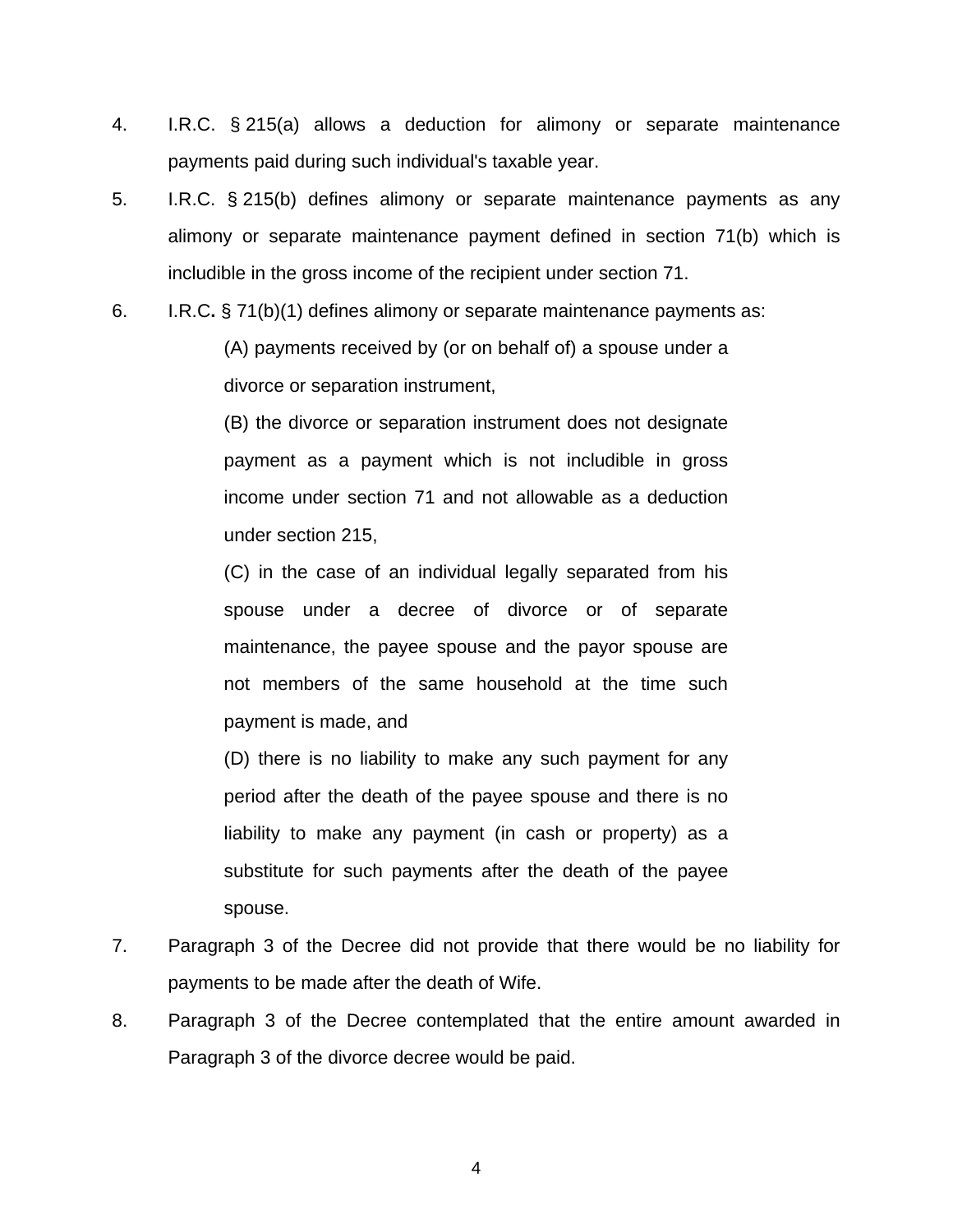4. I.R.C. § 215(a) allows a deduction for alimony or separate maintenance payments paid during such individual's taxable year.

5. I.R.C. § 215(b) defines alimony or separate maintenance payments as any alimony or separate maintenance payment defined in section 71(b) which is includible in the gross income of the recipient under section 71.

6. I.R.C**.** § 71(b)(1) defines alimony or separate maintenance payments as:

   > (A) payments received by (or on behalf of) a spouse under a divorce or separation instrument,
   >
   > (B) the divorce or separation instrument does not designate payment as a payment which is not includible in gross income under section 71 and not allowable as a deduction under section 215,
   >
   > (C) in the case of an individual legally separated from his spouse under a decree of divorce or of separate maintenance, the payee spouse and the payor spouse are not members of the same household at the time such payment is made, and
   >
   > (D) there is no liability to make any such payment for any period after the death of the payee spouse and there is no liability to make any payment (in cash or property) as a substitute for such payments after the death of the payee spouse.

7. Paragraph 3 of the Decree did not provide that there would be no liability for payments to be made after the death of Wife.

8. Paragraph 3 of the Decree contemplated that the entire amount awarded in Paragraph 3 of the divorce decree would be paid.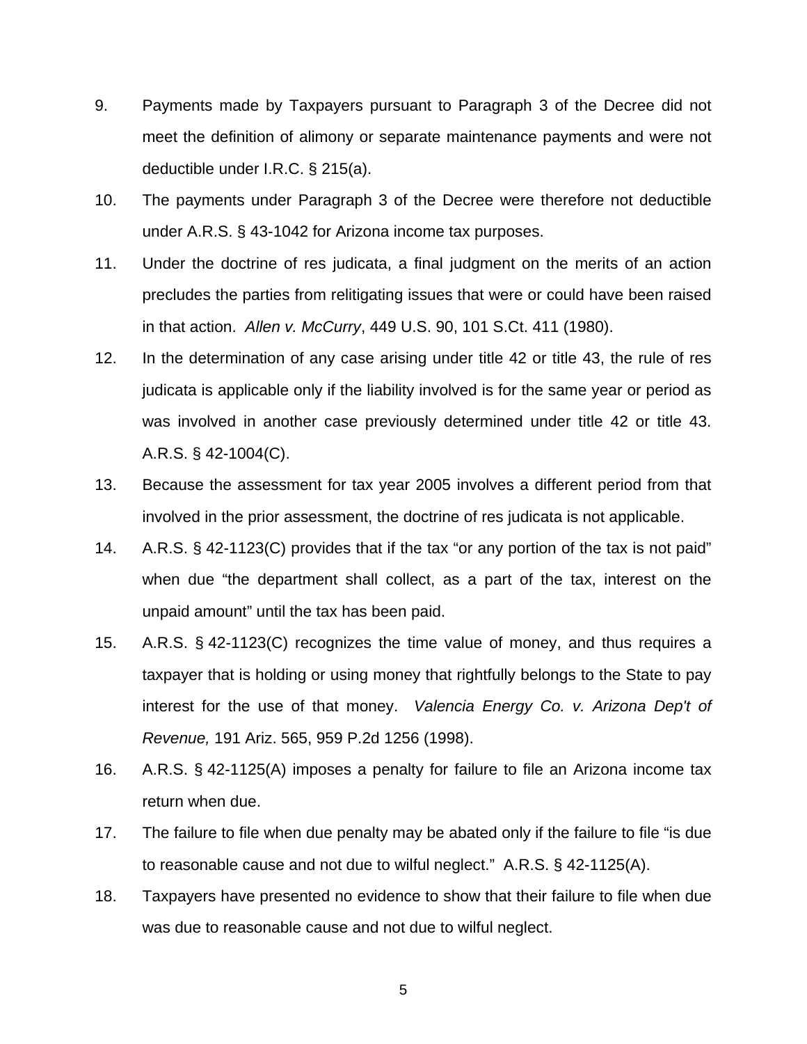9. Payments made by Taxpayers pursuant to Paragraph 3 of the Decree did not meet the definition of alimony or separate maintenance payments and were not deductible under I.R.C. § 215(a).

10. The payments under Paragraph 3 of the Decree were therefore not deductible under A.R.S. § 43-1042 for Arizona income tax purposes.

11. Under the doctrine of res judicata, a final judgment on the merits of an action precludes the parties from relitigating issues that were or could have been raised in that action. *Allen v. McCurry*, 449 U.S. 90, 101 S.Ct. 411 (1980).

12. In the determination of any case arising under title 42 or title 43, the rule of res judicata is applicable only if the liability involved is for the same year or period as was involved in another case previously determined under title 42 or title 43. A.R.S. § 42-1004(C).

13. Because the assessment for tax year 2005 involves a different period from that involved in the prior assessment, the doctrine of res judicata is not applicable.

14. A.R.S. § 42-1123(C) provides that if the tax "or any portion of the tax is not paid" when due "the department shall collect, as a part of the tax, interest on the unpaid amount" until the tax has been paid.

15. A.R.S. § 42-1123(C) recognizes the time value of money, and thus requires a taxpayer that is holding or using money that rightfully belongs to the State to pay interest for the use of that money. *Valencia Energy Co. v. Arizona Dep't of Revenue,* 191 Ariz. 565, 959 P.2d 1256 (1998).

16. A.R.S. § 42-1125(A) imposes a penalty for failure to file an Arizona income tax return when due.

17. The failure to file when due penalty may be abated only if the failure to file "is due to reasonable cause and not due to wilful neglect." A.R.S. § 42-1125(A).

18. Taxpayers have presented no evidence to show that their failure to file when due was due to reasonable cause and not due to wilful neglect.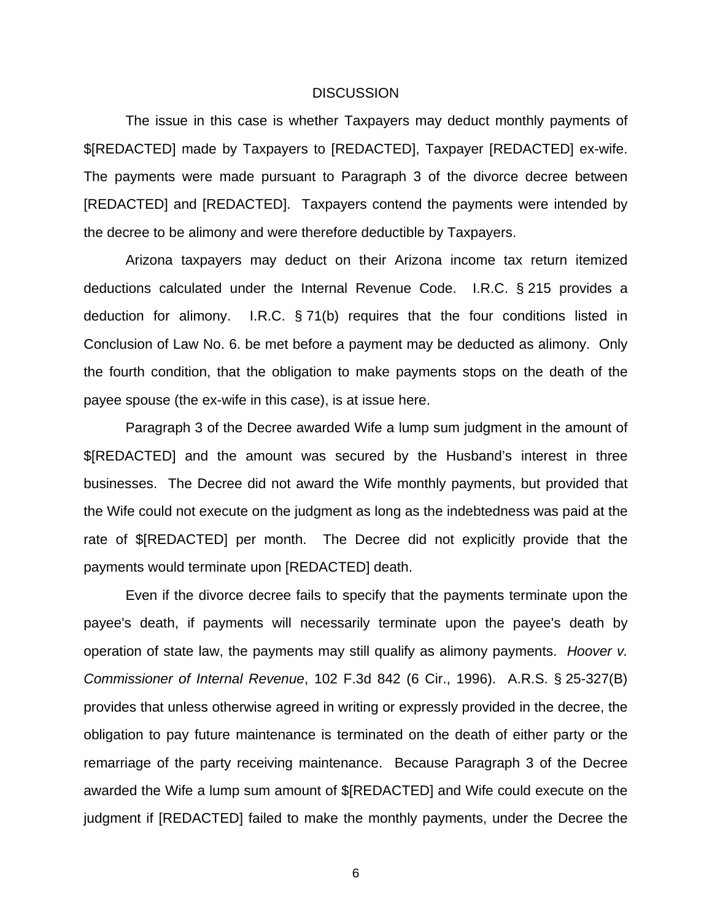## DISCUSSION

The issue in this case is whether Taxpayers may deduct monthly payments of $[REDACTED] made by Taxpayers to [REDACTED], Taxpayer [REDACTED] ex-wife. The payments were made pursuant to Paragraph 3 of the divorce decree between [REDACTED] and [REDACTED]. Taxpayers contend the payments were intended by the decree to be alimony and were therefore deductible by Taxpayers.

Arizona taxpayers may deduct on their Arizona income tax return itemized deductions calculated under the Internal Revenue Code. I.R.C. § 215 provides a deduction for alimony. I.R.C. § 71(b) requires that the four conditions listed in Conclusion of Law No. 6. be met before a payment may be deducted as alimony. Only the fourth condition, that the obligation to make payments stops on the death of the payee spouse (the ex-wife in this case), is at issue here.

Paragraph 3 of the Decree awarded Wife a lump sum judgment in the amount of $[REDACTED] and the amount was secured by the Husband's interest in three businesses. The Decree did not award the Wife monthly payments, but provided that the Wife could not execute on the judgment as long as the indebtedness was paid at the rate of $[REDACTED] per month. The Decree did not explicitly provide that the payments would terminate upon [REDACTED] death.

Even if the divorce decree fails to specify that the payments terminate upon the payee's death, if payments will necessarily terminate upon the payee's death by operation of state law, the payments may still qualify as alimony payments. *Hoover v. Commissioner of Internal Revenue*, 102 F.3d 842 (6 Cir., 1996). A.R.S. § 25-327(B) provides that unless otherwise agreed in writing or expressly provided in the decree, the obligation to pay future maintenance is terminated on the death of either party or the remarriage of the party receiving maintenance. Because Paragraph 3 of the Decree awarded the Wife a lump sum amount of $[REDACTED] and Wife could execute on the judgment if [REDACTED] failed to make the monthly payments, under the Decree the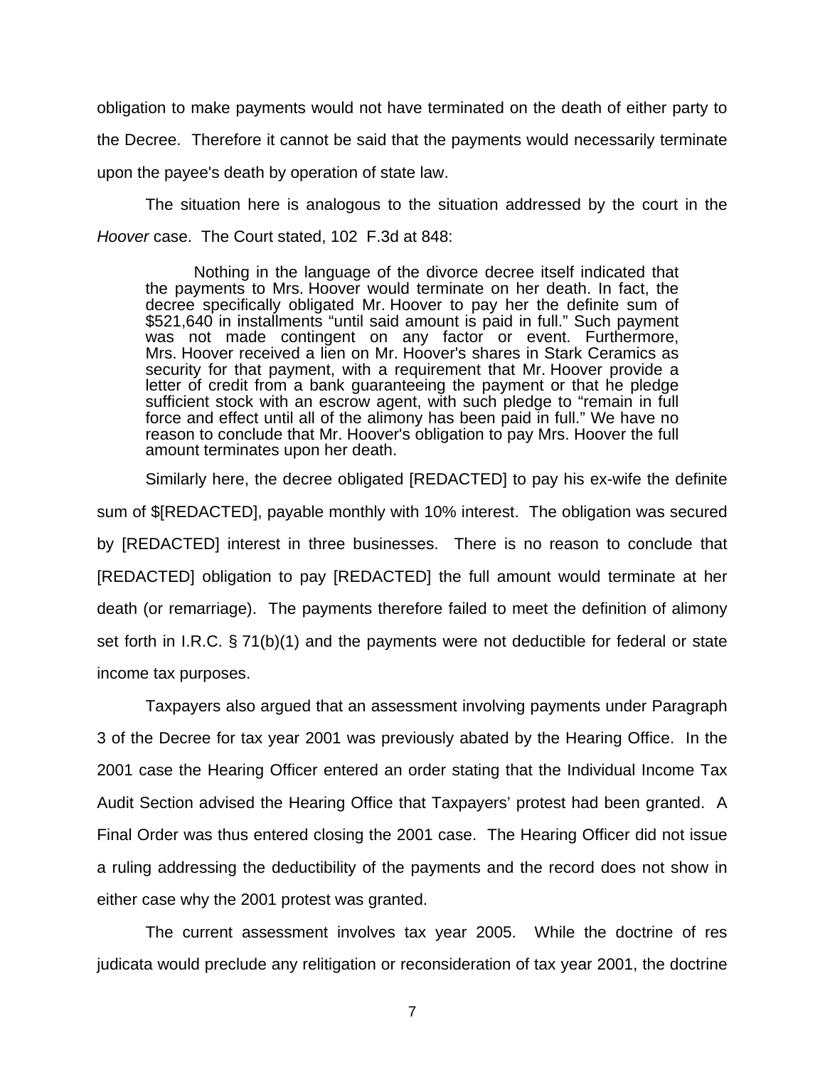obligation to make payments would not have terminated on the death of either party to the Decree. Therefore it cannot be said that the payments would necessarily terminate upon the payee's death by operation of state law.

The situation here is analogous to the situation addressed by the court in the *Hoover* case. The Court stated, 102 F.3d at 848:

> Nothing in the language of the divorce decree itself indicated that the payments to Mrs. Hoover would terminate on her death. In fact, the decree specifically obligated Mr. Hoover to pay her the definite sum of $521,640 in installments "until said amount is paid in full." Such payment was not made contingent on any factor or event. Furthermore, Mrs. Hoover received a lien on Mr. Hoover's shares in Stark Ceramics as security for that payment, with a requirement that Mr. Hoover provide a letter of credit from a bank guaranteeing the payment or that he pledge sufficient stock with an escrow agent, with such pledge to "remain in full force and effect until all of the alimony has been paid in full." We have no reason to conclude that Mr. Hoover's obligation to pay Mrs. Hoover the full amount terminates upon her death.

Similarly here, the decree obligated [REDACTED] to pay his ex-wife the definite sum of $[REDACTED], payable monthly with 10% interest. The obligation was secured by [REDACTED] interest in three businesses. There is no reason to conclude that [REDACTED] obligation to pay [REDACTED] the full amount would terminate at her death (or remarriage). The payments therefore failed to meet the definition of alimony set forth in I.R.C. § 71(b)(1) and the payments were not deductible for federal or state income tax purposes.

Taxpayers also argued that an assessment involving payments under Paragraph 3 of the Decree for tax year 2001 was previously abated by the Hearing Office. In the 2001 case the Hearing Officer entered an order stating that the Individual Income Tax Audit Section advised the Hearing Office that Taxpayers' protest had been granted. A Final Order was thus entered closing the 2001 case. The Hearing Officer did not issue a ruling addressing the deductibility of the payments and the record does not show in either case why the 2001 protest was granted.

The current assessment involves tax year 2005. While the doctrine of res judicata would preclude any relitigation or reconsideration of tax year 2001, the doctrine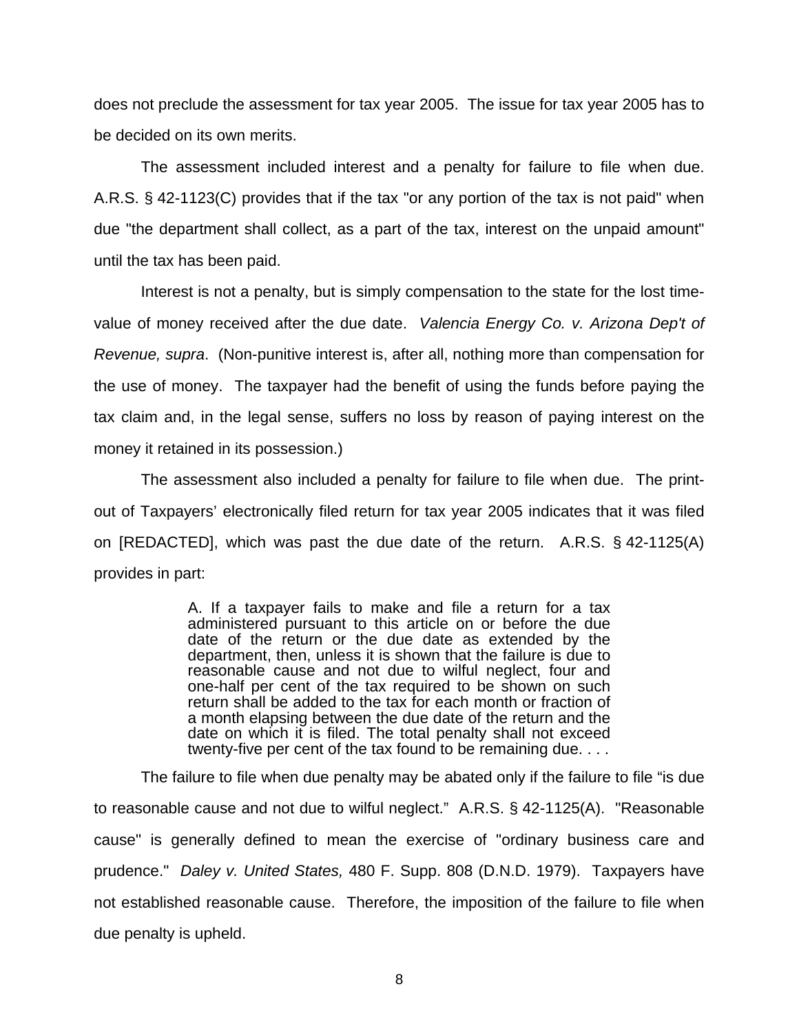does not preclude the assessment for tax year 2005. The issue for tax year 2005 has to be decided on its own merits.

The assessment included interest and a penalty for failure to file when due. A.R.S. § 42-1123(C) provides that if the tax "or any portion of the tax is not paid" when due "the department shall collect, as a part of the tax, interest on the unpaid amount" until the tax has been paid.

Interest is not a penalty, but is simply compensation to the state for the lost time-value of money received after the due date. *Valencia Energy Co. v. Arizona Dep't of Revenue, supra*. (Non-punitive interest is, after all, nothing more than compensation for the use of money. The taxpayer had the benefit of using the funds before paying the tax claim and, in the legal sense, suffers no loss by reason of paying interest on the money it retained in its possession.)

The assessment also included a penalty for failure to file when due. The print-out of Taxpayers' electronically filed return for tax year 2005 indicates that it was filed on [REDACTED], which was past the due date of the return. A.R.S. § 42-1125(A) provides in part:

> A. If a taxpayer fails to make and file a return for a tax administered pursuant to this article on or before the due date of the return or the due date as extended by the department, then, unless it is shown that the failure is due to reasonable cause and not due to wilful neglect, four and one-half per cent of the tax required to be shown on such return shall be added to the tax for each month or fraction of a month elapsing between the due date of the return and the date on which it is filed. The total penalty shall not exceed twenty-five per cent of the tax found to be remaining due. . . .

The failure to file when due penalty may be abated only if the failure to file "is due to reasonable cause and not due to wilful neglect." A.R.S. § 42-1125(A). "Reasonable cause" is generally defined to mean the exercise of "ordinary business care and prudence." *Daley v. United States,* 480 F. Supp. 808 (D.N.D. 1979). Taxpayers have not established reasonable cause. Therefore, the imposition of the failure to file when due penalty is upheld.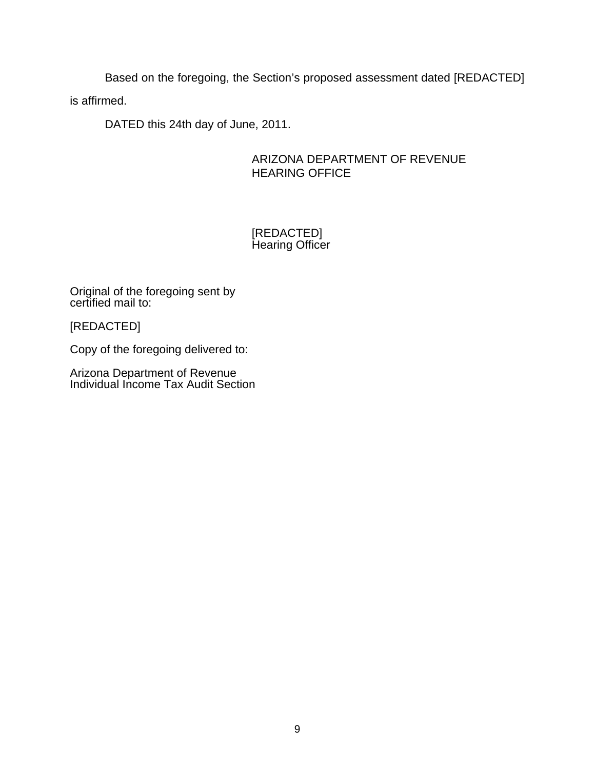Based on the foregoing, the Section's proposed assessment dated [REDACTED] is affirmed.

DATED this 24th day of June, 2011.

ARIZONA DEPARTMENT OF REVENUE
HEARING OFFICE

[REDACTED]
Hearing Officer

Original of the foregoing sent by certified mail to:

[REDACTED]

Copy of the foregoing delivered to:

Arizona Department of Revenue
Individual Income Tax Audit Section